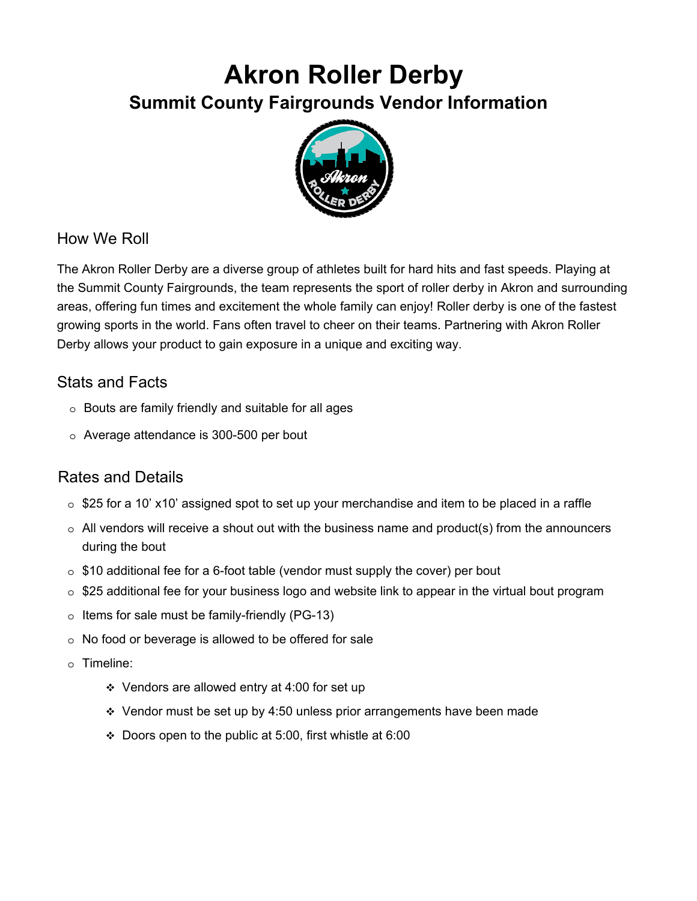# Akron Roller Derby

## Summit County Fairgrounds Vendor Information

### How We Roll

The Akron Roller Derby are a diverse group of athletes built for hard hits and fast speeds. Playing at the Summit County Fairgrounds, the team represents the sport of roller derby in Akron and surrounding areas, offering fun times and excitement the whole family can enjoy! Roller derby is one of the fastest growing sports in the world. Fans often travel to cheer on their teams. Partnering with Akron Roller Derby allows your product to gain exposure in a unique and exciting way.

### Stats and Facts

- Bouts are family friendly and suitable for all ages
- Average attendance is 300-500 per bout

### Rates and Details

- $25 for a 10' x10' assigned spot to set up your merchandise and item to be placed in a raffle
- All vendors will receive a shout out with the business name and product(s) from the announcers during the bout
- $10 additional fee for a 6-foot table (vendor must supply the cover) per bout
- $25 additional fee for your business logo and website link to appear in the virtual bout program
- Items for sale must be family-friendly (PG-13)
- No food or beverage is allowed to be offered for sale
- Timeline:
  - Vendors are allowed entry at 4:00 for set up
  - Vendor must be set up by 4:50 unless prior arrangements have been made
  - Doors open to the public at 5:00, first whistle at 6:00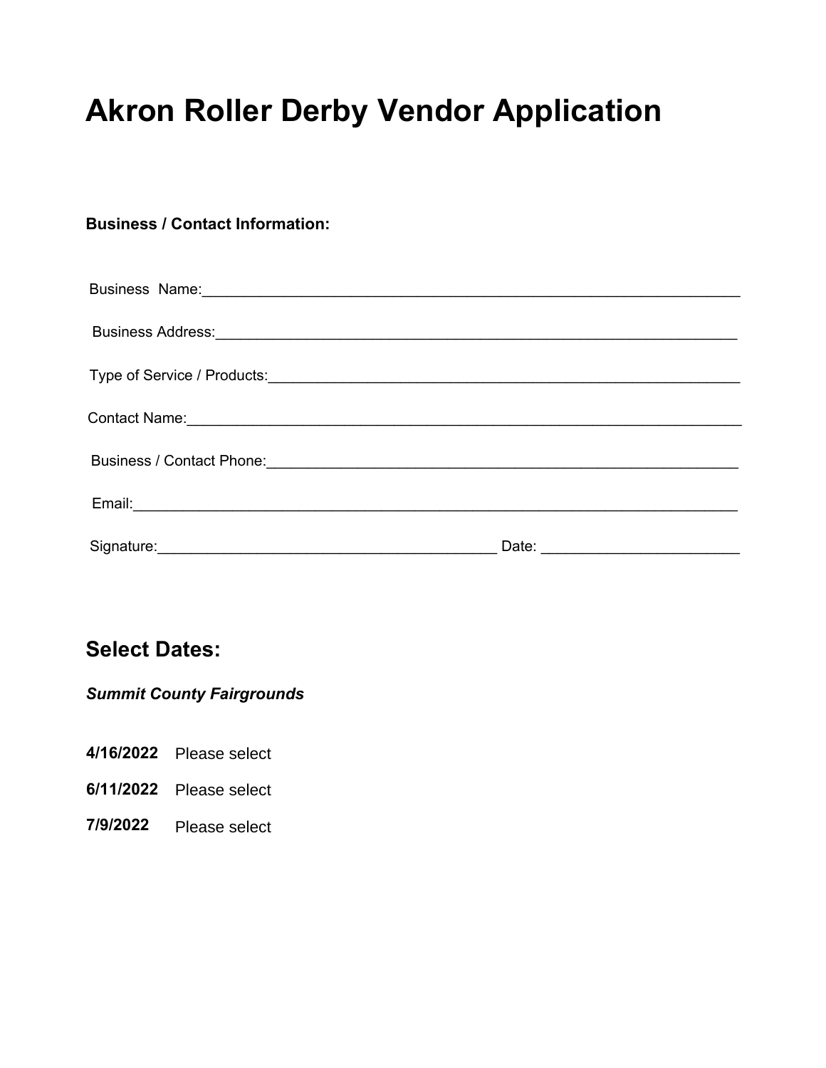# Akron Roller Derby Vendor Application

**Business / Contact Information:**

Business Name:_______________________________________________________________

Business Address:____________________________________________________________

Type of Service / Products:_____________________________________________________

Contact Name:_______________________________________________________________

Business / Contact Phone:______________________________________________________

Email:______________________________________________________________________

Signature:_____________________________________ Date: ______________________

## Select Dates:

***Summit County Fairgrounds***

**4/16/2022** Please select

**6/11/2022** Please select

**7/9/2022** Please select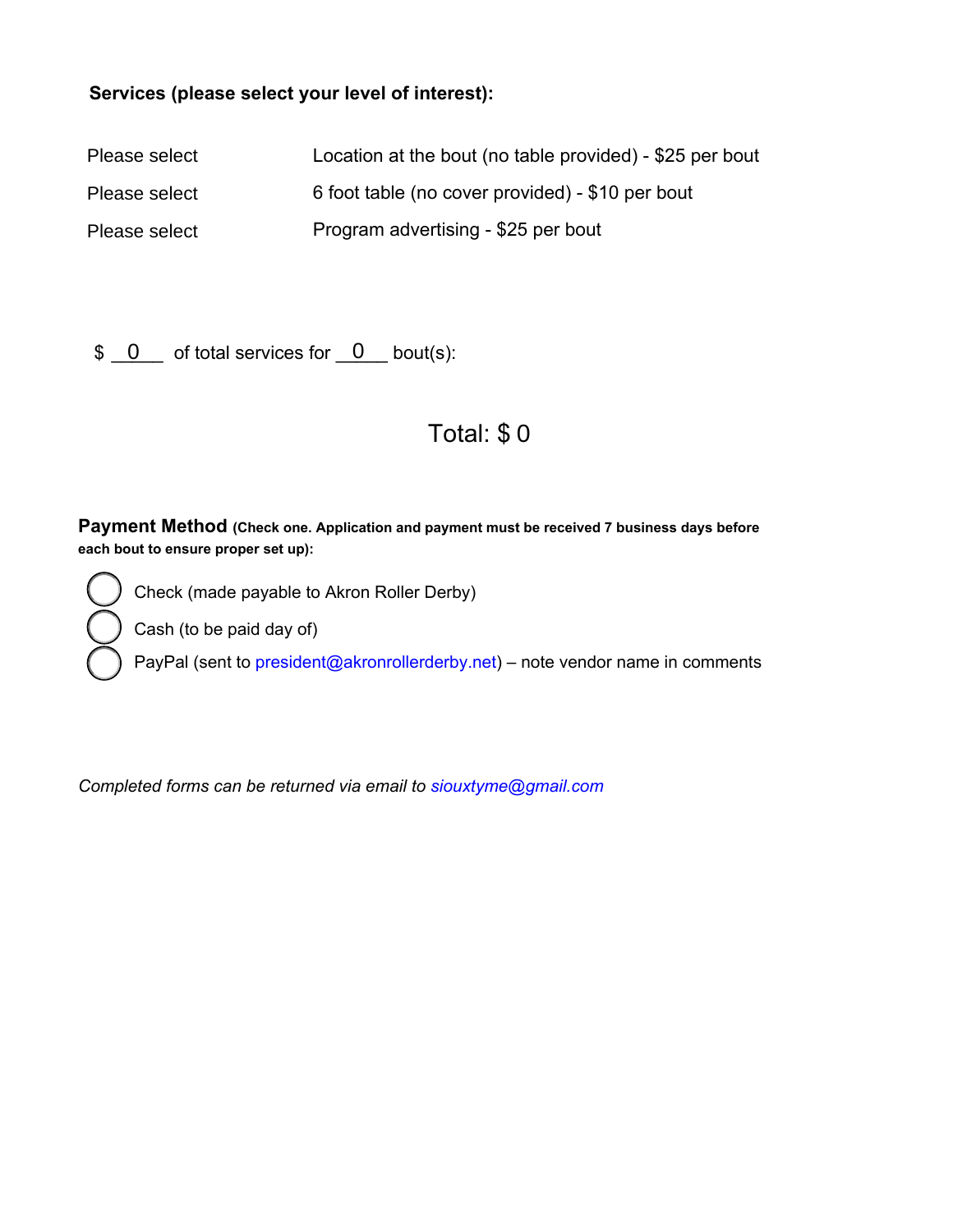**Services (please select your level of interest):**

| | |
|---|---|
| Please select | Location at the bout (no table provided) - $25 per bout |
| Please select | 6 foot table (no cover provided) - $10 per bout |
| Please select | Program advertising - $25 per bout |

$ 0 of total services for 0 bout(s):

Total: $ 0

**Payment Method** **(Check one. Application and payment must be received 7 business days before each bout to ensure proper set up):**

- ◯ Check (made payable to Akron Roller Derby)
- ◯ Cash (to be paid day of)
- ◯ PayPal (sent to president@akronrollerderby.net) – note vendor name in comments

*Completed forms can be returned via email to siouxtyme@gmail.com*